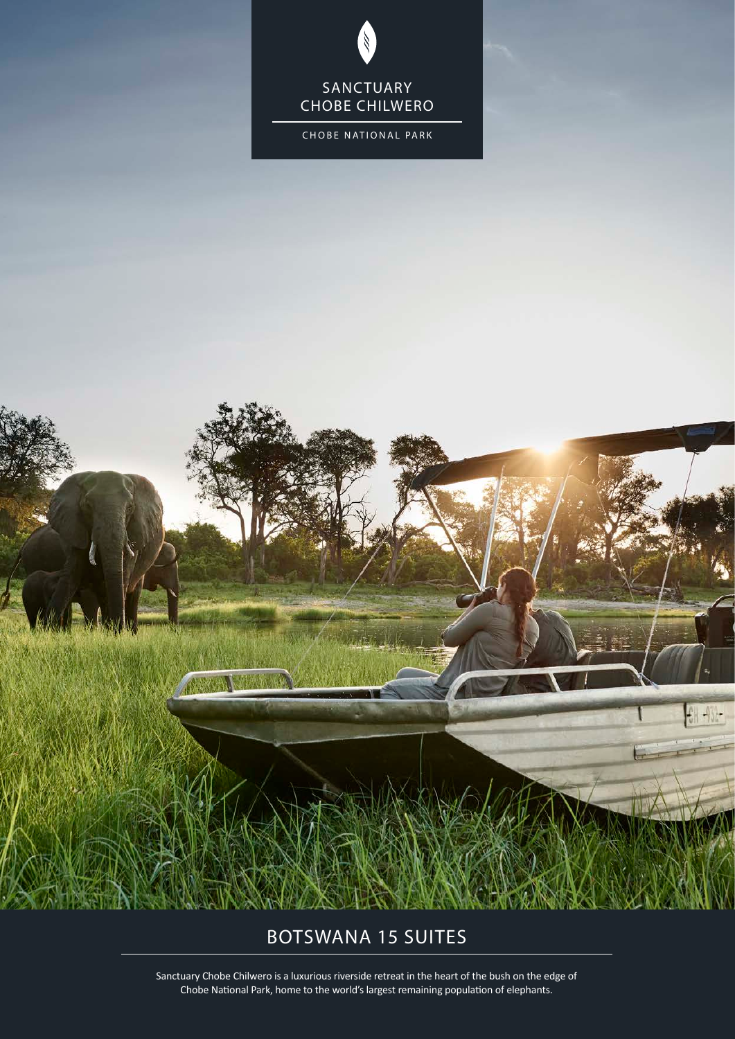# SANCTUARY CHOBE CHILWERO

CHOBE NATIONAL PARK

## BOTSWANA 15 SUITES

Sanctuary Chobe Chilwero is a luxurious riverside retreat in the heart of the bush on the edge of Chobe National Park, home to the world's largest remaining population of elephants.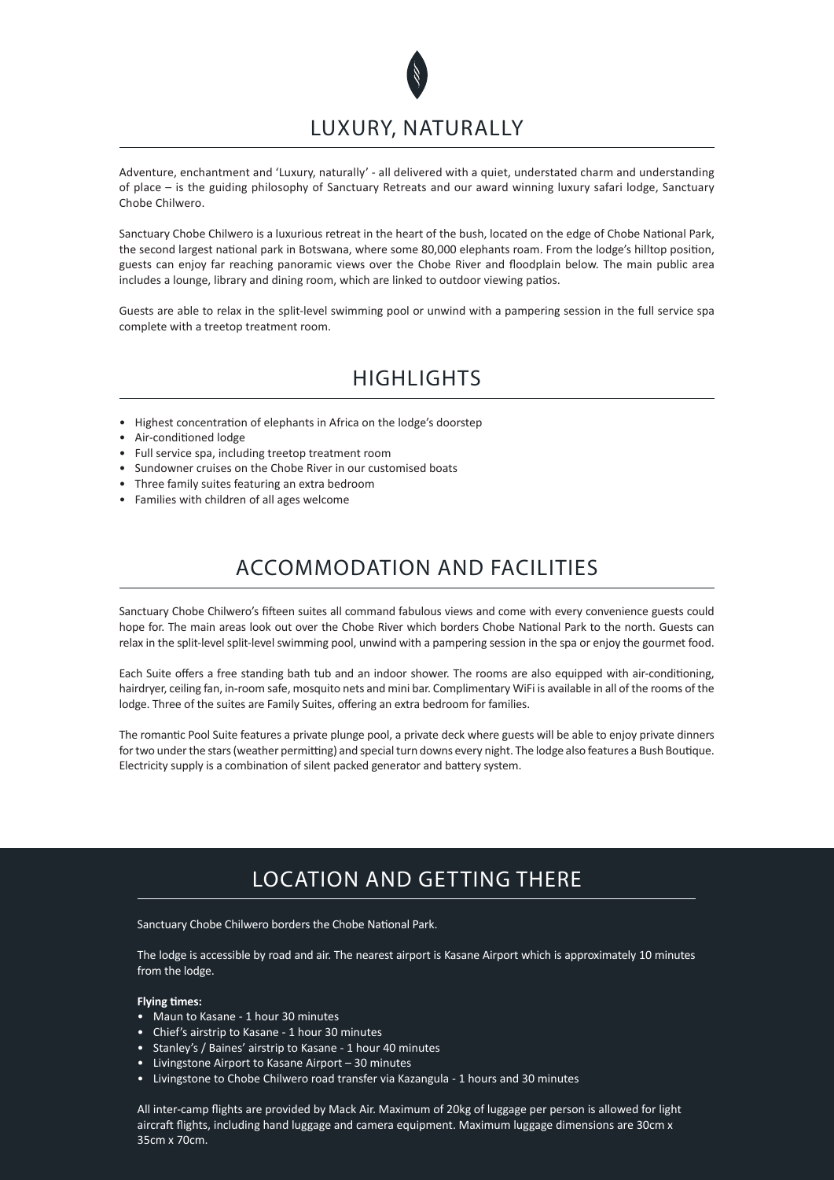## LUXURY, NATURALLY

Adventure, enchantment and 'Luxury, naturally' - all delivered with a quiet, understated charm and understanding of place – is the guiding philosophy of Sanctuary Retreats and our award winning luxury safari lodge, Sanctuary Chobe Chilwero.

Sanctuary Chobe Chilwero is a luxurious retreat in the heart of the bush, located on the edge of Chobe National Park, the second largest national park in Botswana, where some 80,000 elephants roam. From the lodge's hilltop position, guests can enjoy far reaching panoramic views over the Chobe River and floodplain below. The main public area includes a lounge, library and dining room, which are linked to outdoor viewing patios.

Guests are able to relax in the split-level swimming pool or unwind with a pampering session in the full service spa complete with a treetop treatment room.

## HIGHLIGHTS

- Highest concentration of elephants in Africa on the lodge's doorstep
- Air-conditioned lodge
- Full service spa, including treetop treatment room
- Sundowner cruises on the Chobe River in our customised boats
- Three family suites featuring an extra bedroom
- Families with children of all ages welcome

## ACCOMMODATION AND FACILITIES

Sanctuary Chobe Chilwero's fifteen suites all command fabulous views and come with every convenience guests could hope for. The main areas look out over the Chobe River which borders Chobe National Park to the north. Guests can relax in the split-level split-level swimming pool, unwind with a pampering session in the spa or enjoy the gourmet food.

Each Suite offers a free standing bath tub and an indoor shower. The rooms are also equipped with air-conditioning, hairdryer, ceiling fan, in-room safe, mosquito nets and mini bar. Complimentary WiFi is available in all of the rooms of the lodge. Three of the suites are Family Suites, offering an extra bedroom for families.

The romantic Pool Suite features a private plunge pool, a private deck where guests will be able to enjoy private dinners for two under the stars (weather permitting) and special turn downs every night. The lodge also features a Bush Boutique. Electricity supply is a combination of silent packed generator and battery system.

## LOCATION AND GETTING THERE

Sanctuary Chobe Chilwero borders the Chobe National Park.

The lodge is accessible by road and air. The nearest airport is Kasane Airport which is approximately 10 minutes from the lodge.

**Flying times:**

- Maun to Kasane - 1 hour 30 minutes
- Chief's airstrip to Kasane - 1 hour 30 minutes
- Stanley's / Baines' airstrip to Kasane - 1 hour 40 minutes
- Livingstone Airport to Kasane Airport – 30 minutes
- Livingstone to Chobe Chilwero road transfer via Kazangula - 1 hours and 30 minutes

All inter-camp flights are provided by Mack Air. Maximum of 20kg of luggage per person is allowed for light aircraft flights, including hand luggage and camera equipment. Maximum luggage dimensions are 30cm x 35cm x 70cm.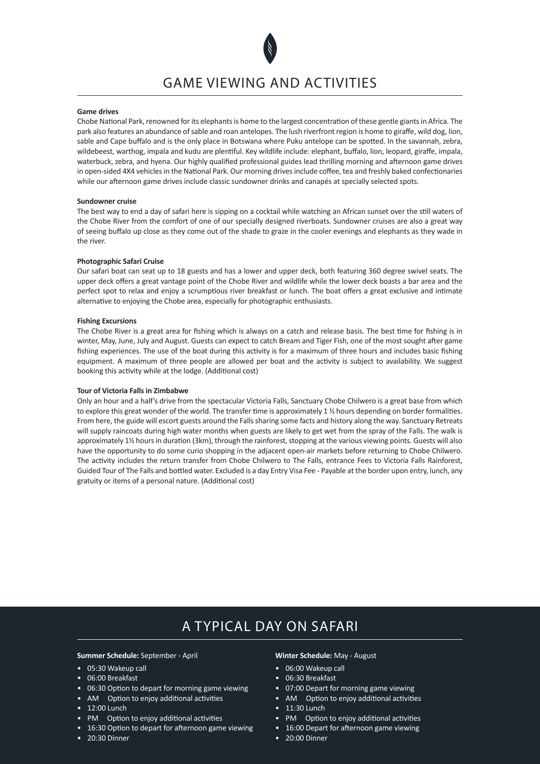# GAME VIEWING AND ACTIVITIES

**Game drives**

Chobe National Park, renowned for its elephants is home to the largest concentration of these gentle giants in Africa. The park also features an abundance of sable and roan antelopes. The lush riverfront region is home to giraffe, wild dog, lion, sable and Cape buffalo and is the only place in Botswana where Puku antelope can be spotted. In the savannah, zebra, wildebeest, warthog, impala and kudu are plentiful. Key wildlife include: elephant, buffalo, lion, leopard, giraffe, impala, waterbuck, zebra, and hyena. Our highly qualified professional guides lead thrilling morning and afternoon game drives in open-sided 4X4 vehicles in the National Park. Our morning drives include coffee, tea and freshly baked confectionaries while our afternoon game drives include classic sundowner drinks and canapés at specially selected spots.

**Sundowner cruise**

The best way to end a day of safari here is sipping on a cocktail while watching an African sunset over the still waters of the Chobe River from the comfort of one of our specially designed riverboats. Sundowner cruises are also a great way of seeing buffalo up close as they come out of the shade to graze in the cooler evenings and elephants as they wade in the river.

**Photographic Safari Cruise**

Our safari boat can seat up to 18 guests and has a lower and upper deck, both featuring 360 degree swivel seats. The upper deck offers a great vantage point of the Chobe River and wildlife while the lower deck boasts a bar area and the perfect spot to relax and enjoy a scrumptious river breakfast or lunch. The boat offers a great exclusive and intimate alternative to enjoying the Chobe area, especially for photographic enthusiasts.

**Fishing Excursions**

The Chobe River is a great area for fishing which is always on a catch and release basis. The best time for fishing is in winter, May, June, July and August. Guests can expect to catch Bream and Tiger Fish, one of the most sought after game fishing experiences. The use of the boat during this activity is for a maximum of three hours and includes basic fishing equipment. A maximum of three people are allowed per boat and the activity is subject to availability. We suggest booking this activity while at the lodge. (Additional cost)

**Tour of Victoria Falls in Zimbabwe**

Only an hour and a half's drive from the spectacular Victoria Falls, Sanctuary Chobe Chilwero is a great base from which to explore this great wonder of the world. The transfer time is approximately 1 ½ hours depending on border formalities. From here, the guide will escort guests around the Falls sharing some facts and history along the way. Sanctuary Retreats will supply raincoats during high water months when guests are likely to get wet from the spray of the Falls. The walk is approximately 1½ hours in duration (3km), through the rainforest, stopping at the various viewing points. Guests will also have the opportunity to do some curio shopping in the adjacent open-air markets before returning to Chobe Chilwero. The activity includes the return transfer from Chobe Chilwero to The Falls, entrance Fees to Victoria Falls Rainforest, Guided Tour of The Falls and bottled water. Excluded is a day Entry Visa Fee - Payable at the border upon entry, lunch, any gratuity or items of a personal nature. (Additional cost)

# A TYPICAL DAY ON SAFARI

**Summer Schedule:** September - April

- 05:30 Wakeup call
- 06:00 Breakfast
- 06:30 Option to depart for morning game viewing
- AM Option to enjoy additional activities
- 12:00 Lunch
- PM Option to enjoy additional activities
- 16:30 Option to depart for afternoon game viewing
- 20:30 Dinner

**Winter Schedule:** May - August

- 06:00 Wakeup call
- 06:30 Breakfast
- 07:00 Depart for morning game viewing
- AM Option to enjoy additional activities
- 11:30 Lunch
- PM Option to enjoy additional activities
- 16:00 Depart for afternoon game viewing
- 20:00 Dinner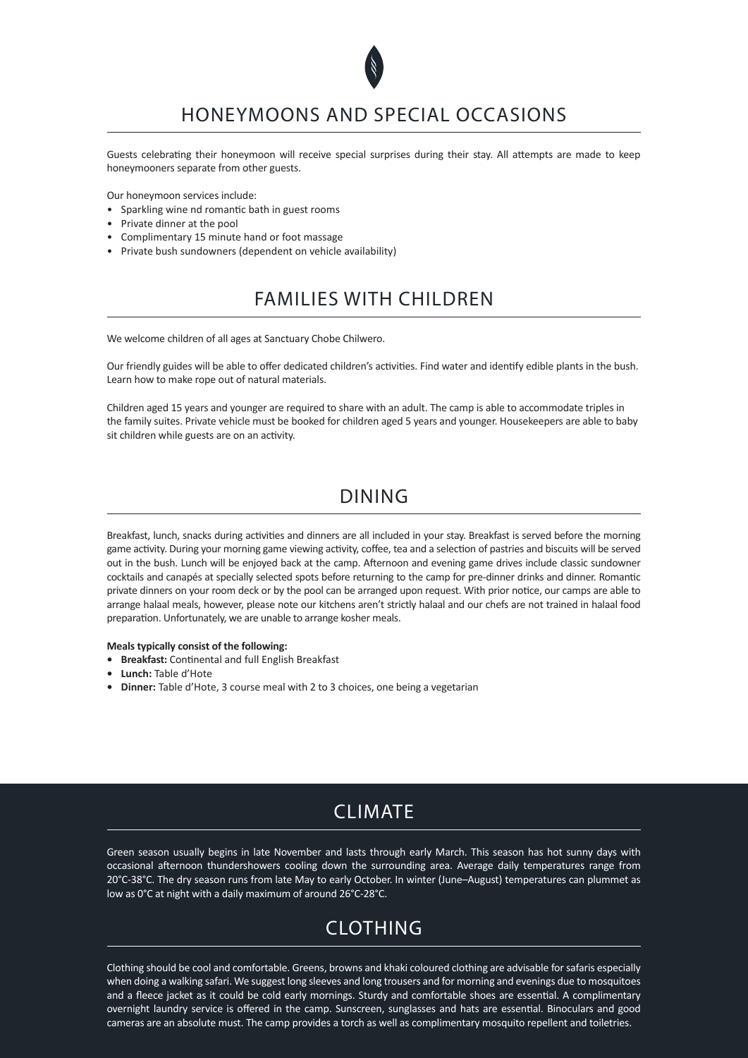## HONEYMOONS AND SPECIAL OCCASIONS

Guests celebrating their honeymoon will receive special surprises during their stay. All attempts are made to keep honeymooners separate from other guests.

Our honeymoon services include:

- Sparkling wine nd romantic bath in guest rooms
- Private dinner at the pool
- Complimentary 15 minute hand or foot massage
- Private bush sundowners (dependent on vehicle availability)

## FAMILIES WITH CHILDREN

We welcome children of all ages at Sanctuary Chobe Chilwero.

Our friendly guides will be able to offer dedicated children's activities. Find water and identify edible plants in the bush. Learn how to make rope out of natural materials.

Children aged 15 years and younger are required to share with an adult. The camp is able to accommodate triples in the family suites. Private vehicle must be booked for children aged 5 years and younger. Housekeepers are able to baby sit children while guests are on an activity.

## DINING

Breakfast, lunch, snacks during activities and dinners are all included in your stay. Breakfast is served before the morning game activity. During your morning game viewing activity, coffee, tea and a selection of pastries and biscuits will be served out in the bush. Lunch will be enjoyed back at the camp. Afternoon and evening game drives include classic sundowner cocktails and canapés at specially selected spots before returning to the camp for pre-dinner drinks and dinner. Romantic private dinners on your room deck or by the pool can be arranged upon request. With prior notice, our camps are able to arrange halaal meals, however, please note our kitchens aren't strictly halaal and our chefs are not trained in halaal food preparation. Unfortunately, we are unable to arrange kosher meals.

**Meals typically consist of the following:**

- **Breakfast:** Continental and full English Breakfast
- **Lunch:** Table d'Hote
- **Dinner:** Table d'Hote, 3 course meal with 2 to 3 choices, one being a vegetarian

## CLIMATE

Green season usually begins in late November and lasts through early March. This season has hot sunny days with occasional afternoon thundershowers cooling down the surrounding area. Average daily temperatures range from 20°C-38°C. The dry season runs from late May to early October. In winter (June–August) temperatures can plummet as low as 0°C at night with a daily maximum of around 26°C-28°C.

## CLOTHING

Clothing should be cool and comfortable. Greens, browns and khaki coloured clothing are advisable for safaris especially when doing a walking safari. We suggest long sleeves and long trousers and for morning and evenings due to mosquitoes and a fleece jacket as it could be cold early mornings. Sturdy and comfortable shoes are essential. A complimentary overnight laundry service is offered in the camp. Sunscreen, sunglasses and hats are essential. Binoculars and good cameras are an absolute must. The camp provides a torch as well as complimentary mosquito repellent and toiletries.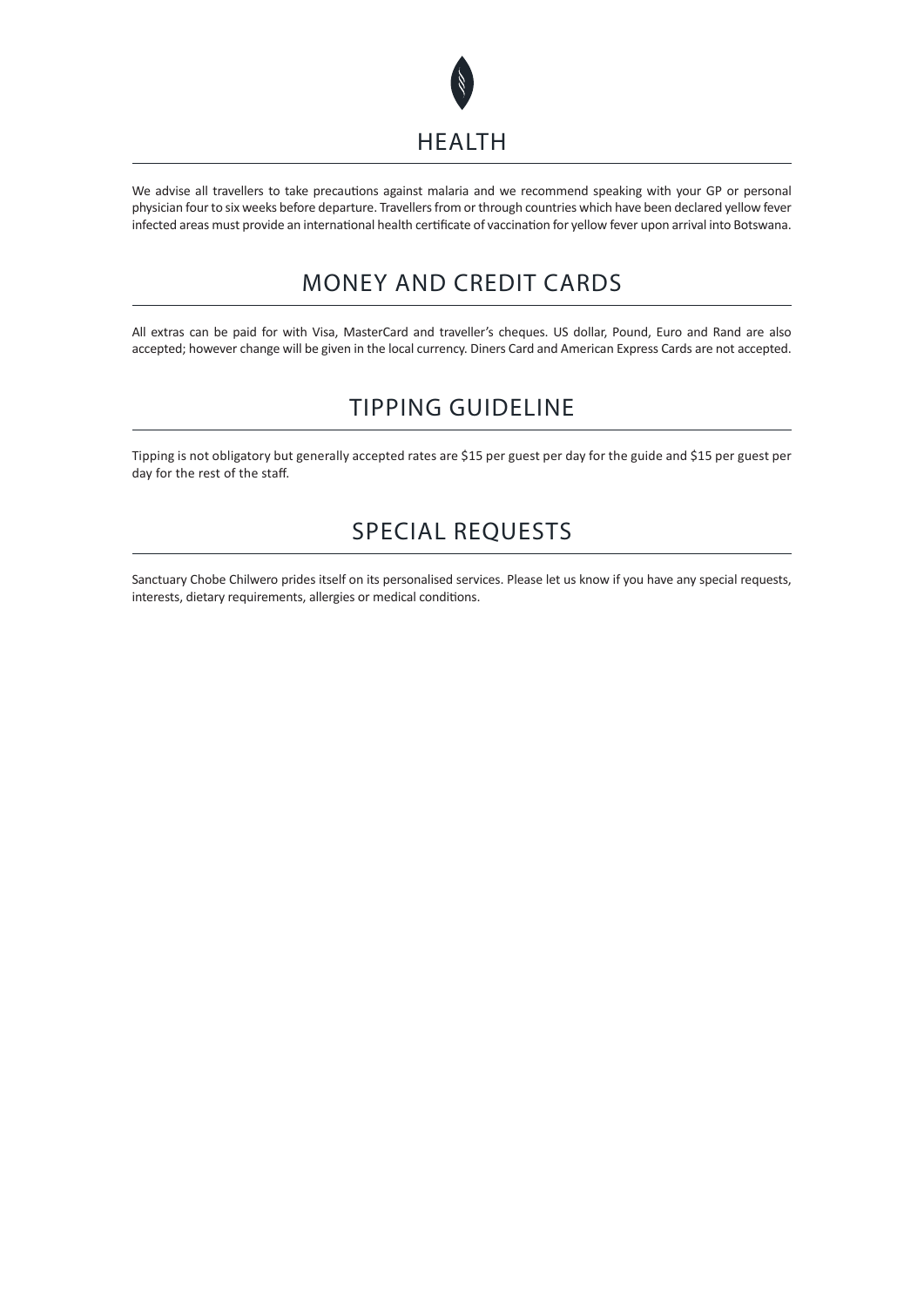## HEALTH

We advise all travellers to take precautions against malaria and we recommend speaking with your GP or personal physician four to six weeks before departure. Travellers from or through countries which have been declared yellow fever infected areas must provide an international health certificate of vaccination for yellow fever upon arrival into Botswana.

## MONEY AND CREDIT CARDS

All extras can be paid for with Visa, MasterCard and traveller's cheques. US dollar, Pound, Euro and Rand are also accepted; however change will be given in the local currency. Diners Card and American Express Cards are not accepted.

## TIPPING GUIDELINE

Tipping is not obligatory but generally accepted rates are $15 per guest per day for the guide and $15 per guest per day for the rest of the staff.

## SPECIAL REQUESTS

Sanctuary Chobe Chilwero prides itself on its personalised services. Please let us know if you have any special requests, interests, dietary requirements, allergies or medical conditions.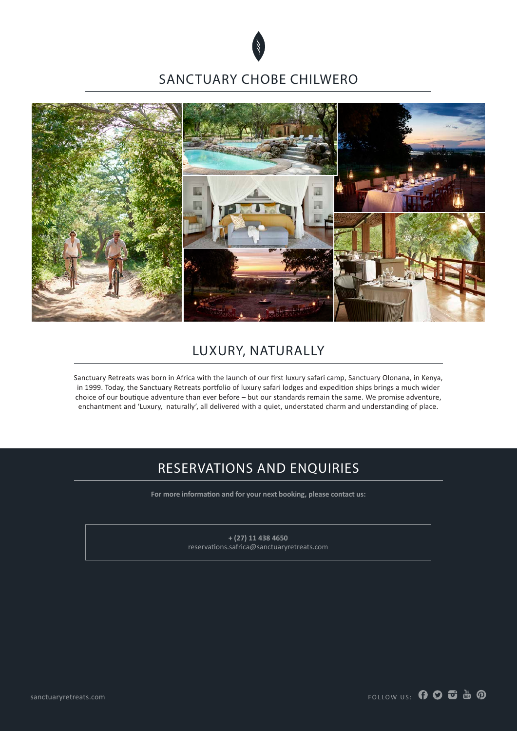# SANCTUARY CHOBE CHILWERO

## LUXURY, NATURALLY

Sanctuary Retreats was born in Africa with the launch of our first luxury safari camp, Sanctuary Olonana, in Kenya, in 1999. Today, the Sanctuary Retreats portfolio of luxury safari lodges and expedition ships brings a much wider choice of our boutique adventure than ever before – but our standards remain the same. We promise adventure, enchantment and 'Luxury, naturally', all delivered with a quiet, understated charm and understanding of place.

## RESERVATIONS AND ENQUIRIES

**For more information and for your next booking, please contact us:**

**+ (27) 11 438 4650**
reservations.safrica@sanctuaryretreats.com

sanctuaryretreats.com

FOLLOW US: